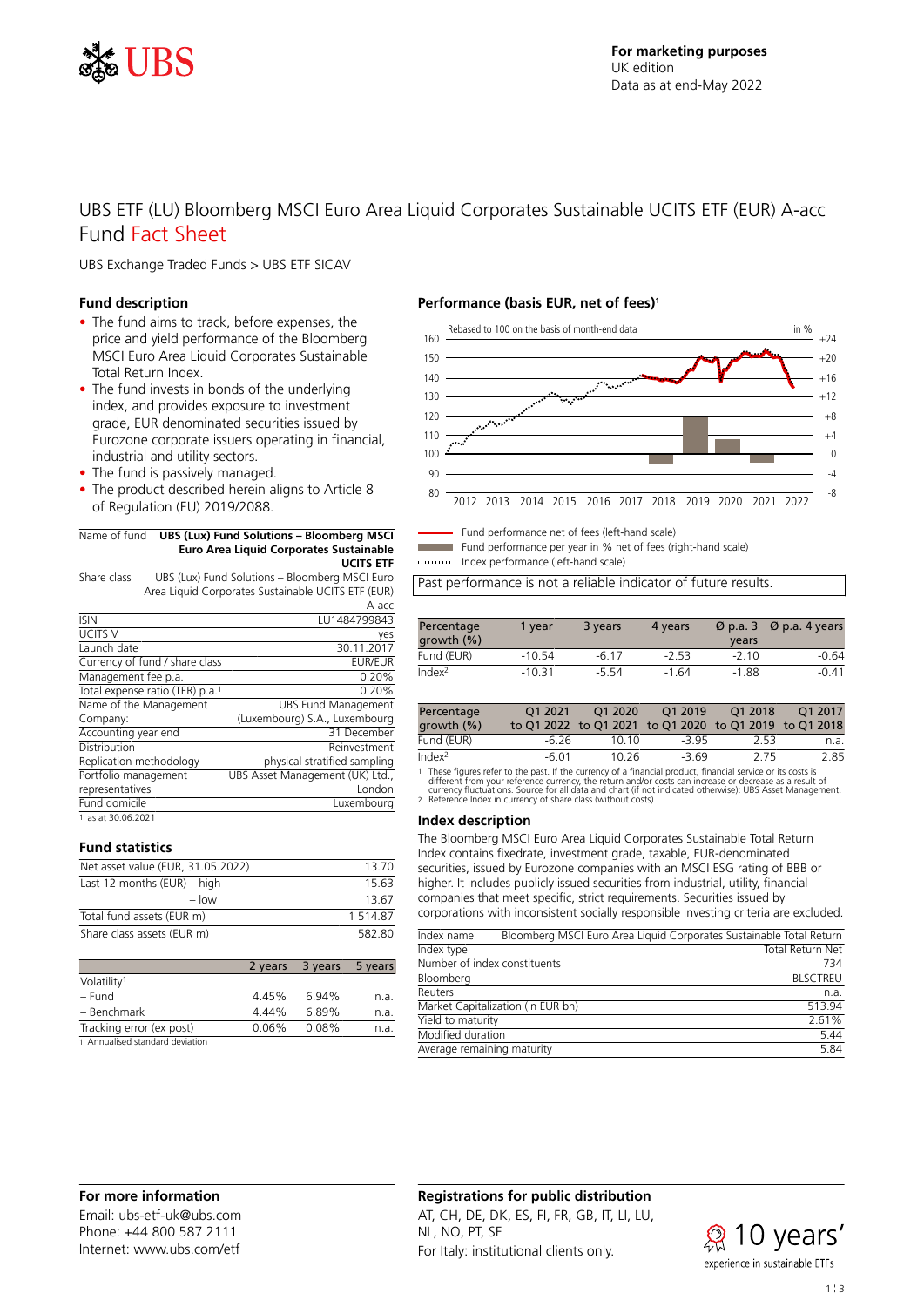**For marketing purposes**
UK edition
Data as at end-May 2022

# UBS ETF (LU) Bloomberg MSCI Euro Area Liquid Corporates Sustainable UCITS ETF (EUR) A-acc Fund Fact Sheet

UBS Exchange Traded Funds > UBS ETF SICAV

## Fund description

- The fund aims to track, before expenses, the price and yield performance of the Bloomberg MSCI Euro Area Liquid Corporates Sustainable Total Return Index.
- The fund invests in bonds of the underlying index, and provides exposure to investment grade, EUR denominated securities issued by Eurozone corporate issuers operating in financial, industrial and utility sectors.
- The fund is passively managed.
- The product described herein aligns to Article 8 of Regulation (EU) 2019/2088.

| | |
|---|---|
| Name of fund | **UBS (Lux) Fund Solutions – Bloomberg MSCI Euro Area Liquid Corporates Sustainable UCITS ETF** |
| Share class | UBS (Lux) Fund Solutions – Bloomberg MSCI Euro Area Liquid Corporates Sustainable UCITS ETF (EUR) A-acc |
| ISIN | LU1484799843 |
| UCITS V | yes |
| Launch date | 30.11.2017 |
| Currency of fund / share class | EUR/EUR |
| Management fee p.a. | 0.20% |
| Total expense ratio (TER) p.a.[1] | 0.20% |
| Name of the Management Company: | UBS Fund Management (Luxembourg) S.A., Luxembourg |
| Accounting year end | 31 December |
| Distribution | Reinvestment |
| Replication methodology | physical stratified sampling |
| Portfolio management representatives | UBS Asset Management (UK) Ltd., London |
| Fund domicile | Luxembourg |

1 as at 30.06.2021

## Fund statistics

| | |
|---|---|
| Net asset value (EUR, 31.05.2022) | 13.70 |
| Last 12 months (EUR) – high | 15.63 |
| – low | 13.67 |
| Total fund assets (EUR m) | 1 514.87 |
| Share class assets (EUR m) | 582.80 |

| | 2 years | 3 years | 5 years |
|---|---|---|---|
| Volatility[1] | | | |
| – Fund | 4.45% | 6.94% | n.a. |
| – Benchmark | 4.44% | 6.89% | n.a. |
| Tracking error (ex post) | 0.06% | 0.08% | n.a. |

1 Annualised standard deviation

## Performance (basis EUR, net of fees)[1]

Rebased to 100 on the basis of month-end data

Fund performance net of fees (left-hand scale)
Fund performance per year in % net of fees (right-hand scale)
Index performance (left-hand scale)

Past performance is not a reliable indicator of future results.

| Percentage growth (%) | 1 year | 3 years | 4 years | Ø p.a. 3 years | Ø p.a. 4 years |
|---|---|---|---|---|---|
| Fund (EUR) | -10.54 | -6.17 | -2.53 | -2.10 | -0.64 |
| Index[2] | -10.31 | -5.54 | -1.64 | -1.88 | -0.41 |

| Percentage growth (%) | Q1 2021 to Q1 2022 | Q1 2020 to Q1 2021 | Q1 2019 to Q1 2020 | Q1 2018 to Q1 2019 | Q1 2017 to Q1 2018 |
|---|---|---|---|---|---|
| Fund (EUR) | -6.26 | 10.10 | -3.95 | 2.53 | n.a. |
| Index[2] | -6.01 | 10.26 | -3.69 | 2.75 | 2.85 |

1 These figures refer to the past. If the currency of a financial product, financial service or its costs is different from your reference currency, the return and/or costs can increase or decrease as a result of currency fluctuations. Source for all data and chart (if not indicated otherwise): UBS Asset Management.
2 Reference Index in currency of share class (without costs)

## Index description

The Bloomberg MSCI Euro Area Liquid Corporates Sustainable Total Return Index contains fixedrate, investment grade, taxable, EUR-denominated securities, issued by Eurozone companies with an MSCI ESG rating of BBB or higher. It includes publicly issued securities from industrial, utility, financial companies that meet specific, strict requirements. Securities issued by corporations with inconsistent socially responsible investing criteria are excluded.

| | |
|---|---|
| Index name | Bloomberg MSCI Euro Area Liquid Corporates Sustainable Total Return |
| Index type | Total Return Net |
| Number of index constituents | 734 |
| Bloomberg | BLSCTREU |
| Reuters | n.a. |
| Market Capitalization (in EUR bn) | 513.94 |
| Yield to maturity | 2.61% |
| Modified duration | 5.44 |
| Average remaining maturity | 5.84 |

## For more information

Email: ubs-etf-uk@ubs.com
Phone: +44 800 587 2111
Internet: www.ubs.com/etf

## Registrations for public distribution

AT, CH, DE, DK, ES, FI, FR, GB, IT, LI, LU, NL, NO, PT, SE
For Italy: institutional clients only.

10 years' experience in sustainable ETFs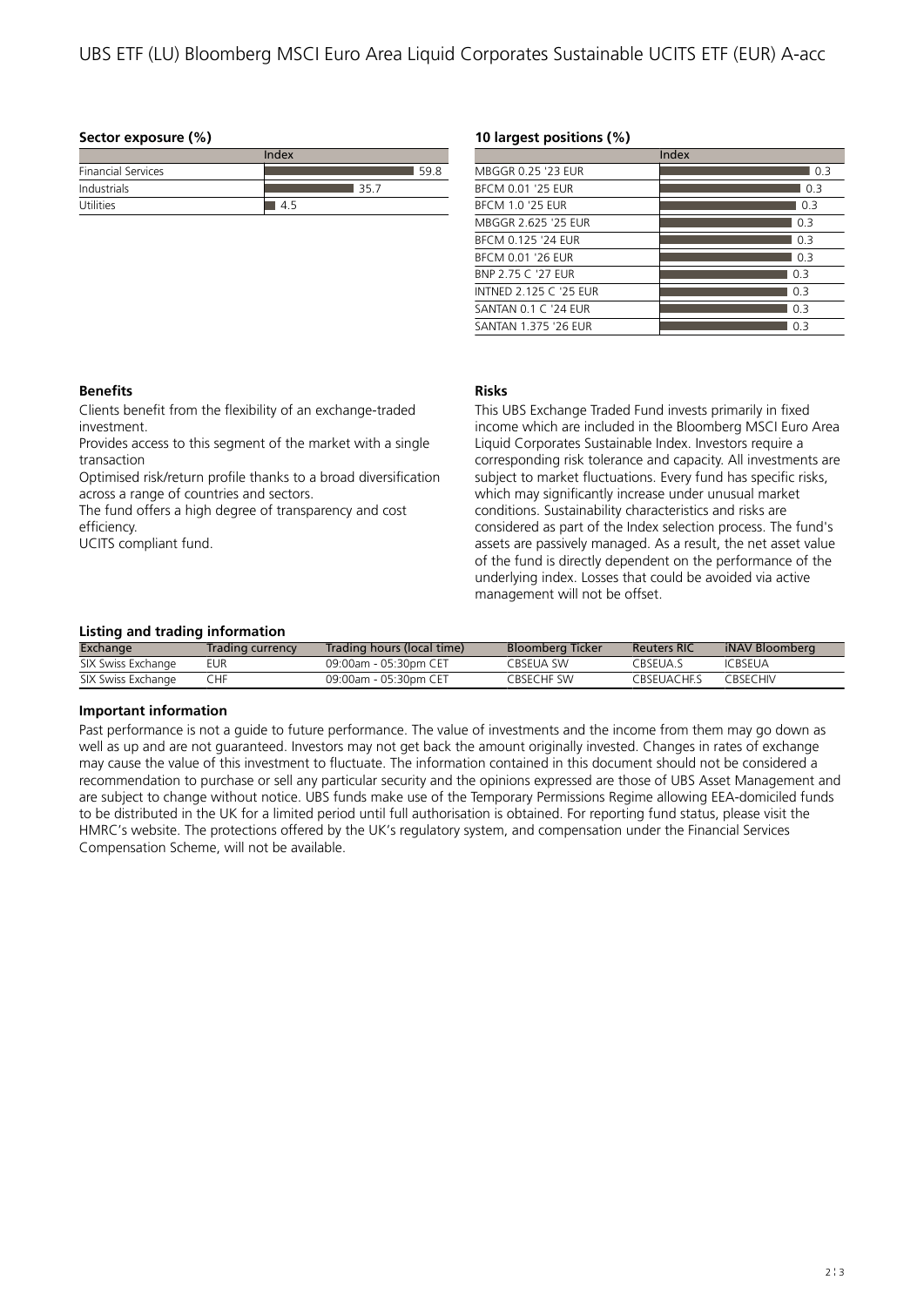## Sector exposure (%)

| | Index |
|---|---|
| Financial Services | 59.8 |
| Industrials | 35.7 |
| Utilities | 4.5 |

## 10 largest positions (%)

| | Index |
|---|---|
| MBGGR 0.25 '23 EUR | 0.3 |
| BFCM 0.01 '25 EUR | 0.3 |
| BFCM 1.0 '25 EUR | 0.3 |
| MBGGR 2.625 '25 EUR | 0.3 |
| BFCM 0.125 '24 EUR | 0.3 |
| BFCM 0.01 '26 EUR | 0.3 |
| BNP 2.75 C '27 EUR | 0.3 |
| INTNED 2.125 C '25 EUR | 0.3 |
| SANTAN 0.1 C '24 EUR | 0.3 |
| SANTAN 1.375 '26 EUR | 0.3 |

## Benefits

Clients benefit from the flexibility of an exchange-traded investment.

Provides access to this segment of the market with a single transaction

Optimised risk/return profile thanks to a broad diversification across a range of countries and sectors.

The fund offers a high degree of transparency and cost efficiency.

UCITS compliant fund.

## Risks

This UBS Exchange Traded Fund invests primarily in fixed income which are included in the Bloomberg MSCI Euro Area Liquid Corporates Sustainable Index. Investors require a corresponding risk tolerance and capacity. All investments are subject to market fluctuations. Every fund has specific risks, which may significantly increase under unusual market conditions. Sustainability characteristics and risks are considered as part of the Index selection process. The fund's assets are passively managed. As a result, the net asset value of the fund is directly dependent on the performance of the underlying index. Losses that could be avoided via active management will not be offset.

## Listing and trading information

| Exchange | Trading currency | Trading hours (local time) | Bloomberg Ticker | Reuters RIC | iNAV Bloomberg |
|---|---|---|---|---|---|
| SIX Swiss Exchange | EUR | 09:00am - 05:30pm CET | CBSEUA SW | CBSEUA.S | ICBSEUA |
| SIX Swiss Exchange | CHF | 09:00am - 05:30pm CET | CBSECHF SW | CBSEUACHF.S | CBSECHIV |

## Important information

Past performance is not a guide to future performance. The value of investments and the income from them may go down as well as up and are not guaranteed. Investors may not get back the amount originally invested. Changes in rates of exchange may cause the value of this investment to fluctuate. The information contained in this document should not be considered a recommendation to purchase or sell any particular security and the opinions expressed are those of UBS Asset Management and are subject to change without notice. UBS funds make use of the Temporary Permissions Regime allowing EEA-domiciled funds to be distributed in the UK for a limited period until full authorisation is obtained. For reporting fund status, please visit the HMRC's website. The protections offered by the UK's regulatory system, and compensation under the Financial Services Compensation Scheme, will not be available.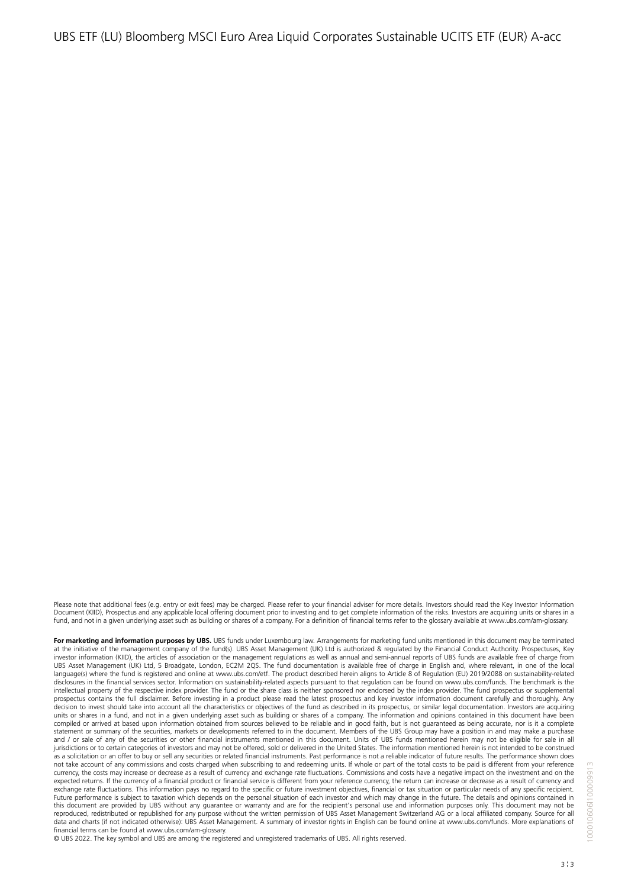Please note that additional fees (e.g. entry or exit fees) may be charged. Please refer to your financial adviser for more details. Investors should read the Key Investor Information Document (KIID), Prospectus and any applicable local offering document prior to investing and to get complete information of the risks. Investors are acquiring units or shares in a fund, and not in a given underlying asset such as building or shares of a company. For a definition of financial terms refer to the glossary available at www.ubs.com/am-glossary.

**For marketing and information purposes by UBS.** UBS funds under Luxembourg law. Arrangements for marketing fund units mentioned in this document may be terminated at the initiative of the management company of the fund(s). UBS Asset Management (UK) Ltd is authorized & regulated by the Financial Conduct Authority. Prospectuses, Key investor information (KIID), the articles of association or the management regulations as well as annual and semi-annual reports of UBS funds are available free of charge from UBS Asset Management (UK) Ltd, 5 Broadgate, London, EC2M 2QS. The fund documentation is available free of charge in English and, where relevant, in one of the local language(s) where the fund is registered and online at www.ubs.com/etf. The product described herein aligns to Article 8 of Regulation (EU) 2019/2088 on sustainability-related disclosures in the financial services sector. Information on sustainability-related aspects pursuant to that regulation can be found on www.ubs.com/funds. The benchmark is the intellectual property of the respective index provider. The fund or the share class is neither sponsored nor endorsed by the index provider. The fund prospectus or supplemental prospectus contains the full disclaimer. Before investing in a product please read the latest prospectus and key investor information document carefully and thoroughly. Any decision to invest should take into account all the characteristics or objectives of the fund as described in its prospectus, or similar legal documentation. Investors are acquiring units or shares in a fund, and not in a given underlying asset such as building or shares of a company. The information and opinions contained in this document have been compiled or arrived at based upon information obtained from sources believed to be reliable and in good faith, but is not guaranteed as being accurate, nor is it a complete statement or summary of the securities, markets or developments referred to in the document. Members of the UBS Group may have a position in and may make a purchase and / or sale of any of the securities or other financial instruments mentioned in this document. Units of UBS funds mentioned herein may not be eligible for sale in all jurisdictions or to certain categories of investors and may not be offered, sold or delivered in the United States. The information mentioned herein is not intended to be construed as a solicitation or an offer to buy or sell any securities or related financial instruments. Past performance is not a reliable indicator of future results. The performance shown does not take account of any commissions and costs charged when subscribing to and redeeming units. If whole or part of the total costs to be paid is different from your reference currency, the costs may increase or decrease as a result of currency and exchange rate fluctuations. Commissions and costs have a negative impact on the investment and on the expected returns. If the currency of a financial product or financial service is different from your reference currency, the return can increase or decrease as a result of currency and exchange rate fluctuations. This information pays no regard to the specific or future investment objectives, financial or tax situation or particular needs of any specific recipient. Future performance is subject to taxation which depends on the personal situation of each investor and which may change in the future. The details and opinions contained in this document are provided by UBS without any guarantee or warranty and are for the recipient's personal use and information purposes only. This document may not be reproduced, redistributed or republished for any purpose without the written permission of UBS Asset Management Switzerland AG or a local affiliated company. Source for all data and charts (if not indicated otherwise): UBS Asset Management. A summary of investor rights in English can be found online at www.ubs.com/funds. More explanations of financial terms can be found at www.ubs.com/am-glossary.

© UBS 2022. The key symbol and UBS are among the registered and unregistered trademarks of UBS. All rights reserved.